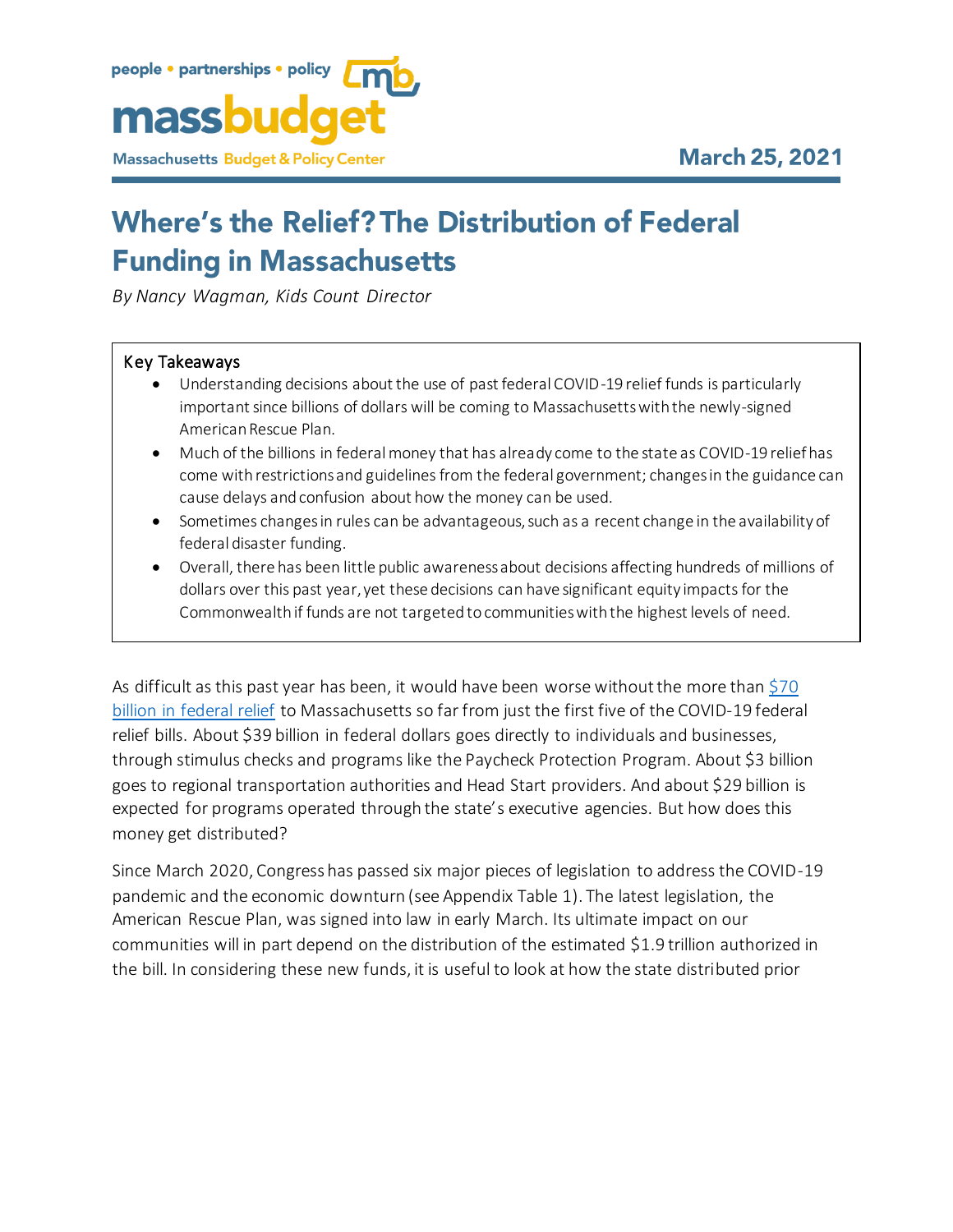people • partnerships • policy

**massbudget**

Massachusetts Budget & Policy Center

**March 25, 2021**

# Where's the Relief? The Distribution of Federal Funding in Massachusetts

*By Nancy Wagman, Kids Count Director*

**Key Takeaways**

- Understanding decisions about the use of past federal COVID-19 relief funds is particularly important since billions of dollars will be coming to Massachusetts with the newly-signed American Rescue Plan.
- Much of the billions in federal money that has already come to the state as COVID-19 relief has come with restrictions and guidelines from the federal government; changes in the guidance can cause delays and confusion about how the money can be used.
- Sometimes changes in rules can be advantageous, such as a recent change in the availability of federal disaster funding.
- Overall, there has been little public awareness about decisions affecting hundreds of millions of dollars over this past year, yet these decisions can have significant equity impacts for the Commonwealth if funds are not targeted to communities with the highest levels of need.

As difficult as this past year has been, it would have been worse without the more than [$70 billion in federal relief] to Massachusetts so far from just the first five of the COVID-19 federal relief bills. About $39 billion in federal dollars goes directly to individuals and businesses, through stimulus checks and programs like the Paycheck Protection Program. About $3 billion goes to regional transportation authorities and Head Start providers. And about $29 billion is expected for programs operated through the state's executive agencies. But how does this money get distributed?

Since March 2020, Congress has passed six major pieces of legislation to address the COVID-19 pandemic and the economic downturn (see Appendix Table 1). The latest legislation, the American Rescue Plan, was signed into law in early March. Its ultimate impact on our communities will in part depend on the distribution of the estimated $1.9 trillion authorized in the bill. In considering these new funds, it is useful to look at how the state distributed prior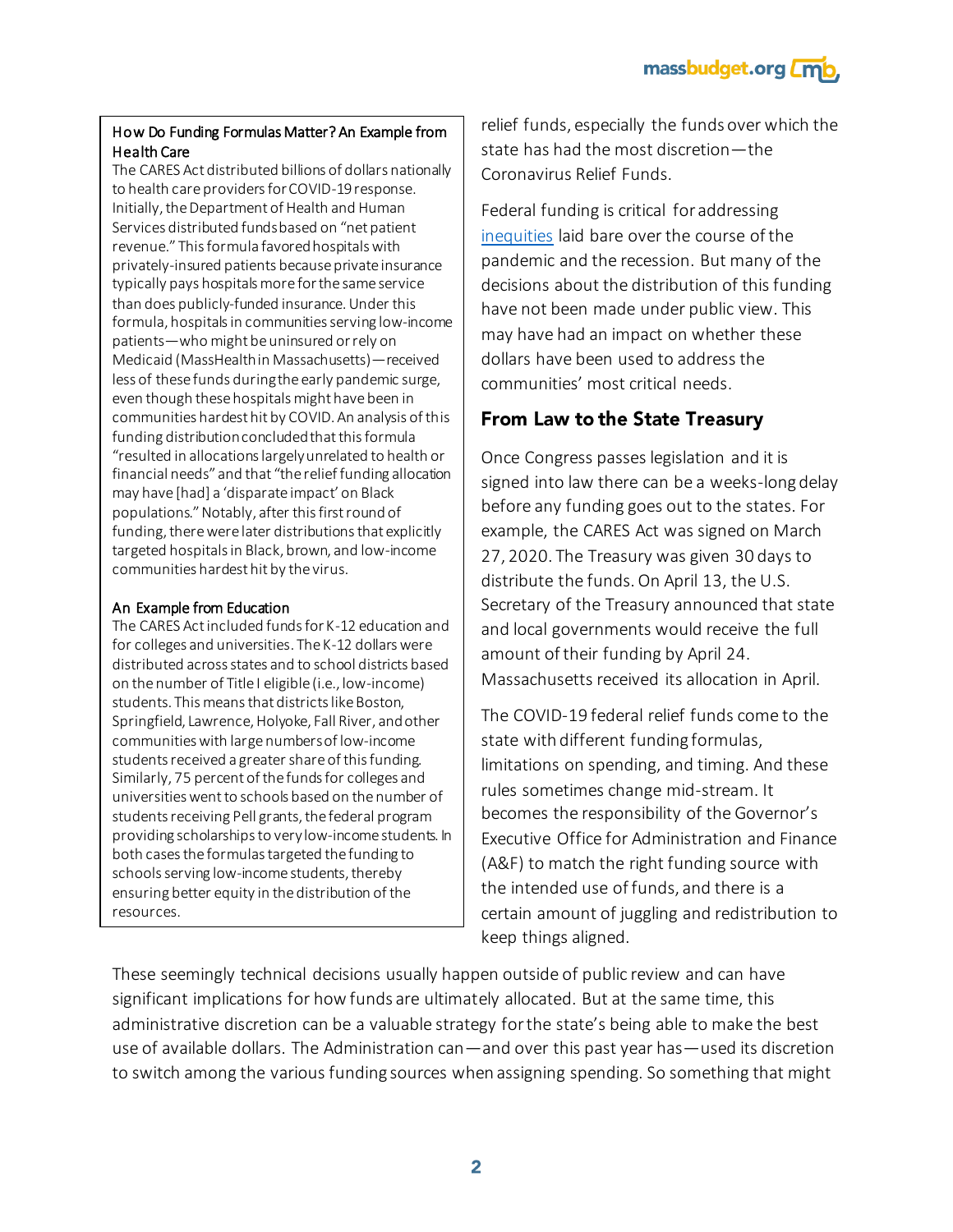### How Do Funding Formulas Matter? An Example from Health Care

The CARES Act distributed billions of dollars nationally to health care providers for COVID-19 response. Initially, the Department of Health and Human Services distributed funds based on "net patient revenue." This formula favored hospitals with privately-insured patients because private insurance typically pays hospitals more for the same service than does publicly-funded insurance. Under this formula, hospitals in communities serving low-income patients—who might be uninsured or rely on Medicaid (MassHealth in Massachusetts)—received less of these funds during the early pandemic surge, even though these hospitals might have been in communities hardest hit by COVID. An analysis of this funding distribution concluded that this formula "resulted in allocations largely unrelated to health or financial needs" and that "the relief funding allocation may have [had] a 'disparate impact' on Black populations." Notably, after this first round of funding, there were later distributions that explicitly targeted hospitals in Black, brown, and low-income communities hardest hit by the virus.

### An Example from Education

The CARES Act included funds for K-12 education and for colleges and universities. The K-12 dollars were distributed across states and to school districts based on the number of Title I eligible (i.e., low-income) students. This means that districts like Boston, Springfield, Lawrence, Holyoke, Fall River, and other communities with large numbers of low-income students received a greater share of this funding. Similarly, 75 percent of the funds for colleges and universities went to schools based on the number of students receiving Pell grants, the federal program providing scholarships to very low-income students. In both cases the formulas targeted the funding to schools serving low-income students, thereby ensuring better equity in the distribution of the resources.

relief funds, especially the funds over which the state has had the most discretion—the Coronavirus Relief Funds.

Federal funding is critical for addressing inequities laid bare over the course of the pandemic and the recession. But many of the decisions about the distribution of this funding have not been made under public view. This may have had an impact on whether these dollars have been used to address the communities' most critical needs.

## From Law to the State Treasury

Once Congress passes legislation and it is signed into law there can be a weeks-long delay before any funding goes out to the states. For example, the CARES Act was signed on March 27, 2020. The Treasury was given 30 days to distribute the funds. On April 13, the U.S. Secretary of the Treasury announced that state and local governments would receive the full amount of their funding by April 24. Massachusetts received its allocation in April.

The COVID-19 federal relief funds come to the state with different funding formulas, limitations on spending, and timing. And these rules sometimes change mid-stream. It becomes the responsibility of the Governor's Executive Office for Administration and Finance (A&F) to match the right funding source with the intended use of funds, and there is a certain amount of juggling and redistribution to keep things aligned.

These seemingly technical decisions usually happen outside of public review and can have significant implications for how funds are ultimately allocated. But at the same time, this administrative discretion can be a valuable strategy for the state's being able to make the best use of available dollars. The Administration can—and over this past year has—used its discretion to switch among the various funding sources when assigning spending. So something that might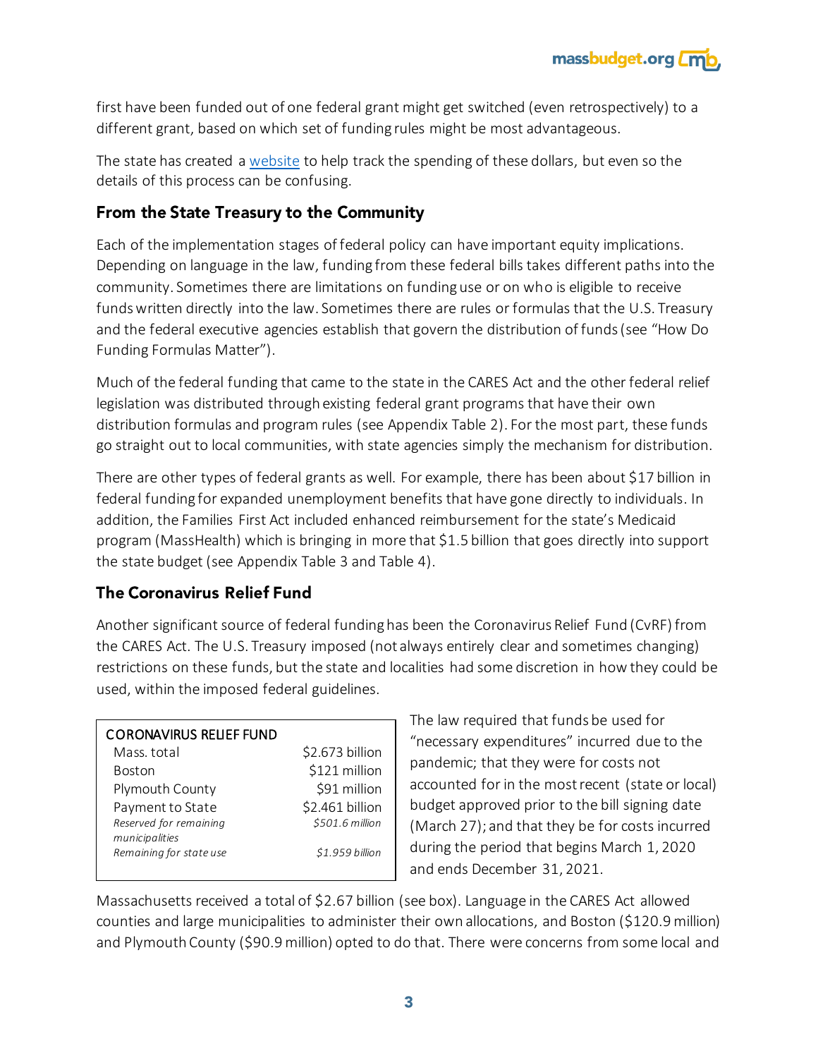first have been funded out of one federal grant might get switched (even retrospectively) to a different grant, based on which set of funding rules might be most advantageous.

The state has created a [website](#) to help track the spending of these dollars, but even so the details of this process can be confusing.

## From the State Treasury to the Community

Each of the implementation stages of federal policy can have important equity implications. Depending on language in the law, funding from these federal bills takes different paths into the community. Sometimes there are limitations on funding use or on who is eligible to receive funds written directly into the law. Sometimes there are rules or formulas that the U.S. Treasury and the federal executive agencies establish that govern the distribution of funds (see "How Do Funding Formulas Matter").

Much of the federal funding that came to the state in the CARES Act and the other federal relief legislation was distributed through existing federal grant programs that have their own distribution formulas and program rules (see Appendix Table 2). For the most part, these funds go straight out to local communities, with state agencies simply the mechanism for distribution.

There are other types of federal grants as well. For example, there has been about $17 billion in federal funding for expanded unemployment benefits that have gone directly to individuals. In addition, the Families First Act included enhanced reimbursement for the state's Medicaid program (MassHealth) which is bringing in more that $1.5 billion that goes directly into support the state budget (see Appendix Table 3 and Table 4).

## The Coronavirus Relief Fund

Another significant source of federal funding has been the Coronavirus Relief Fund (CvRF) from the CARES Act. The U.S. Treasury imposed (not always entirely clear and sometimes changing) restrictions on these funds, but the state and localities had some discretion in how they could be used, within the imposed federal guidelines.

| CORONAVIRUS RELIEF FUND | |
|---|---|
| Mass. total | $2.673 billion |
| Boston | $121 million |
| Plymouth County | $91 million |
| Payment to State | $2.461 billion |
| *Reserved for remaining municipalities* | *$501.6 million* |
| *Remaining for state use* | *$1.959 billion* |

The law required that funds be used for "necessary expenditures" incurred due to the pandemic; that they were for costs not accounted for in the most recent (state or local) budget approved prior to the bill signing date (March 27); and that they be for costs incurred during the period that begins March 1, 2020 and ends December 31, 2021.

Massachusetts received a total of $2.67 billion (see box). Language in the CARES Act allowed counties and large municipalities to administer their own allocations, and Boston ($120.9 million) and Plymouth County ($90.9 million) opted to do that. There were concerns from some local and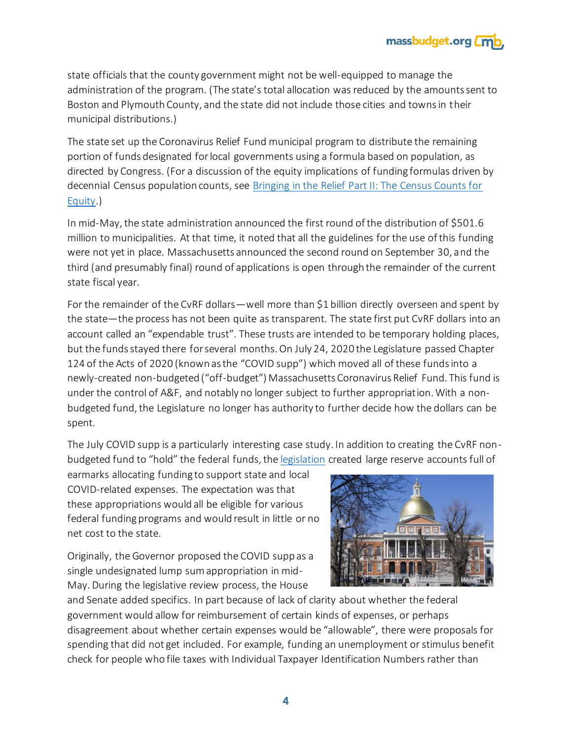state officials that the county government might not be well-equipped to manage the administration of the program. (The state's total allocation was reduced by the amounts sent to Boston and Plymouth County, and the state did not include those cities and towns in their municipal distributions.)

The state set up the Coronavirus Relief Fund municipal program to distribute the remaining portion of funds designated for local governments using a formula based on population, as directed by Congress. (For a discussion of the equity implications of funding formulas driven by decennial Census population counts, see [Bringing in the Relief Part II: The Census Counts for Equity](Bringing in the Relief Part II: The Census Counts for Equity).)

In mid-May, the state administration announced the first round of the distribution of $501.6 million to municipalities. At that time, it noted that all the guidelines for the use of this funding were not yet in place. Massachusetts announced the second round on September 30, and the third (and presumably final) round of applications is open through the remainder of the current state fiscal year.

For the remainder of the CvRF dollars—well more than $1 billion directly overseen and spent by the state—the process has not been quite as transparent. The state first put CvRF dollars into an account called an "expendable trust". These trusts are intended to be temporary holding places, but the funds stayed there for several months. On July 24, 2020 the Legislature passed Chapter 124 of the Acts of 2020 (known as the "COVID supp") which moved all of these funds into a newly-created non-budgeted ("off-budget") Massachusetts Coronavirus Relief Fund. This fund is under the control of A&F, and notably no longer subject to further appropriation. With a non-budgeted fund, the Legislature no longer has authority to further decide how the dollars can be spent.

The July COVID supp is a particularly interesting case study. In addition to creating the CvRF non-budgeted fund to "hold" the federal funds, the legislation created large reserve accounts full of earmarks allocating funding to support state and local COVID-related expenses. The expectation was that these appropriations would all be eligible for various federal funding programs and would result in little or no net cost to the state.

Originally, the Governor proposed the COVID supp as a single undesignated lump sum appropriation in mid-May. During the legislative review process, the House and Senate added specifics. In part because of lack of clarity about whether the federal government would allow for reimbursement of certain kinds of expenses, or perhaps disagreement about whether certain expenses would be "allowable", there were proposals for spending that did not get included. For example, funding an unemployment or stimulus benefit check for people who file taxes with Individual Taxpayer Identification Numbers rather than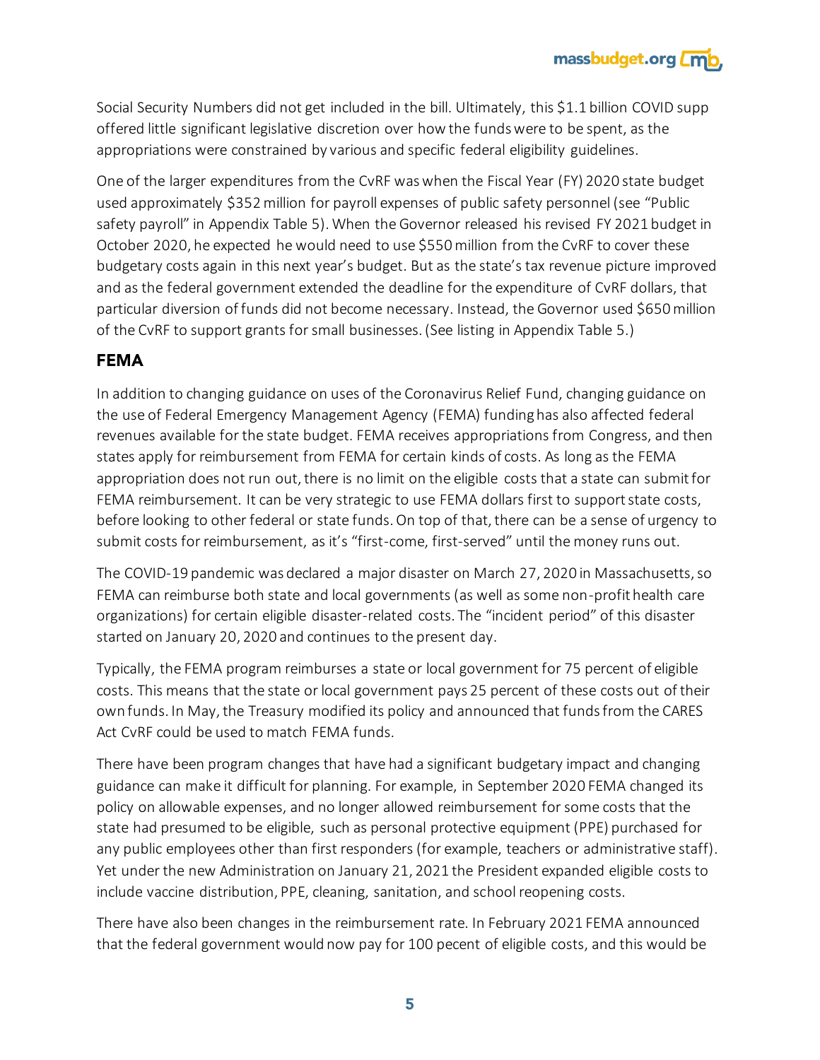Social Security Numbers did not get included in the bill. Ultimately, this $1.1 billion COVID supp offered little significant legislative discretion over how the funds were to be spent, as the appropriations were constrained by various and specific federal eligibility guidelines.

One of the larger expenditures from the CvRF was when the Fiscal Year (FY) 2020 state budget used approximately $352 million for payroll expenses of public safety personnel (see "Public safety payroll" in Appendix Table 5). When the Governor released his revised FY 2021 budget in October 2020, he expected he would need to use $550 million from the CvRF to cover these budgetary costs again in this next year's budget. But as the state's tax revenue picture improved and as the federal government extended the deadline for the expenditure of CvRF dollars, that particular diversion of funds did not become necessary. Instead, the Governor used $650 million of the CvRF to support grants for small businesses. (See listing in Appendix Table 5.)

## FEMA

In addition to changing guidance on uses of the Coronavirus Relief Fund, changing guidance on the use of Federal Emergency Management Agency (FEMA) funding has also affected federal revenues available for the state budget. FEMA receives appropriations from Congress, and then states apply for reimbursement from FEMA for certain kinds of costs. As long as the FEMA appropriation does not run out, there is no limit on the eligible costs that a state can submit for FEMA reimbursement. It can be very strategic to use FEMA dollars first to support state costs, before looking to other federal or state funds. On top of that, there can be a sense of urgency to submit costs for reimbursement, as it's "first-come, first-served" until the money runs out.

The COVID-19 pandemic was declared a major disaster on March 27, 2020 in Massachusetts, so FEMA can reimburse both state and local governments (as well as some non-profit health care organizations) for certain eligible disaster-related costs. The "incident period" of this disaster started on January 20, 2020 and continues to the present day.

Typically, the FEMA program reimburses a state or local government for 75 percent of eligible costs. This means that the state or local government pays 25 percent of these costs out of their own funds. In May, the Treasury modified its policy and announced that funds from the CARES Act CvRF could be used to match FEMA funds.

There have been program changes that have had a significant budgetary impact and changing guidance can make it difficult for planning. For example, in September 2020 FEMA changed its policy on allowable expenses, and no longer allowed reimbursement for some costs that the state had presumed to be eligible, such as personal protective equipment (PPE) purchased for any public employees other than first responders (for example, teachers or administrative staff). Yet under the new Administration on January 21, 2021 the President expanded eligible costs to include vaccine distribution, PPE, cleaning, sanitation, and school reopening costs.

There have also been changes in the reimbursement rate. In February 2021 FEMA announced that the federal government would now pay for 100 pecent of eligible costs, and this would be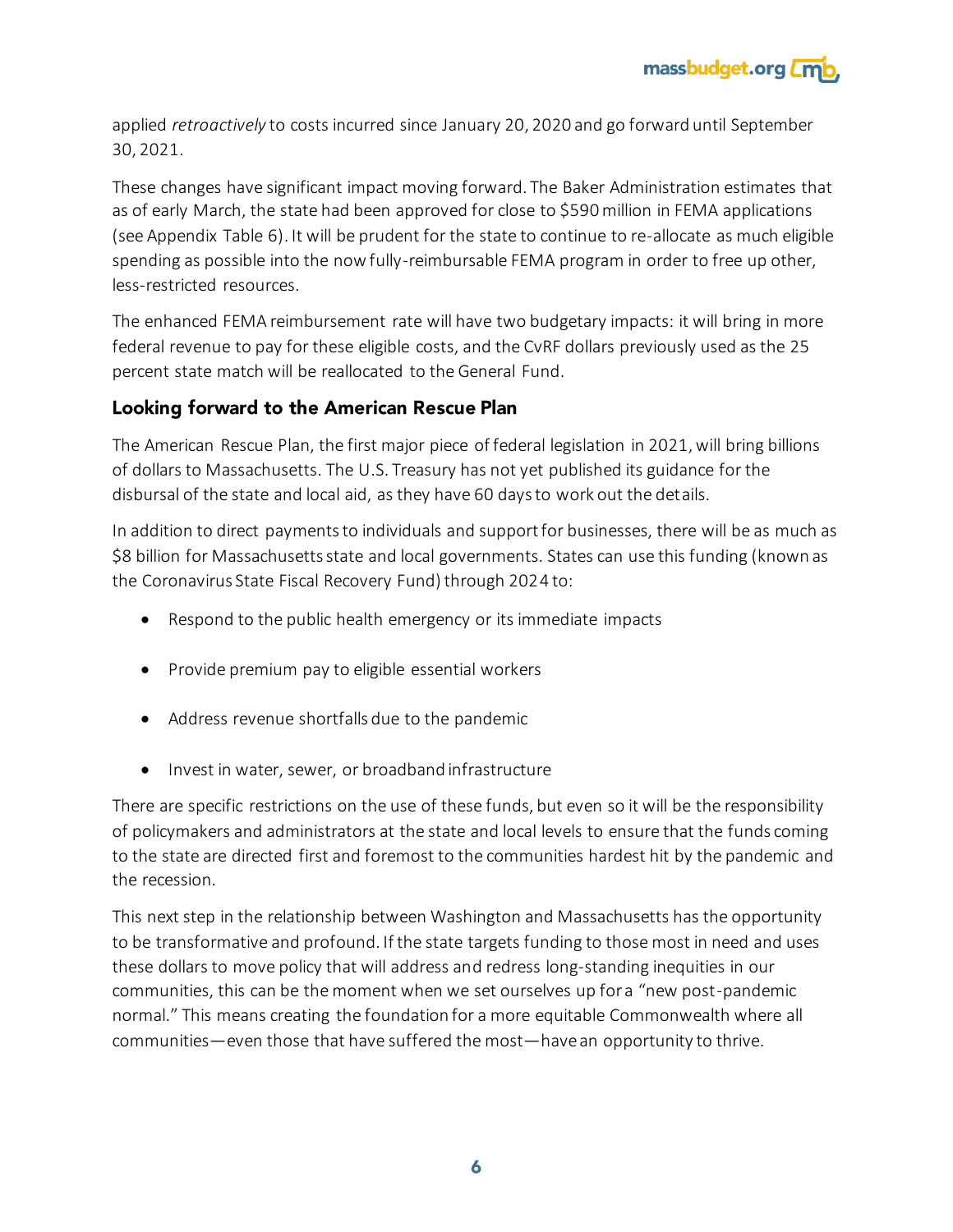applied *retroactively* to costs incurred since January 20, 2020 and go forward until September 30, 2021.

These changes have significant impact moving forward. The Baker Administration estimates that as of early March, the state had been approved for close to $590 million in FEMA applications (see Appendix Table 6). It will be prudent for the state to continue to re-allocate as much eligible spending as possible into the now fully-reimbursable FEMA program in order to free up other, less-restricted resources.

The enhanced FEMA reimbursement rate will have two budgetary impacts: it will bring in more federal revenue to pay for these eligible costs, and the CvRF dollars previously used as the 25 percent state match will be reallocated to the General Fund.

### Looking forward to the American Rescue Plan

The American Rescue Plan, the first major piece of federal legislation in 2021, will bring billions of dollars to Massachusetts. The U.S. Treasury has not yet published its guidance for the disbursal of the state and local aid, as they have 60 days to work out the details.

In addition to direct payments to individuals and support for businesses, there will be as much as $8 billion for Massachusetts state and local governments. States can use this funding (known as the Coronavirus State Fiscal Recovery Fund) through 2024 to:

- Respond to the public health emergency or its immediate impacts
- Provide premium pay to eligible essential workers
- Address revenue shortfalls due to the pandemic
- Invest in water, sewer, or broadband infrastructure

There are specific restrictions on the use of these funds, but even so it will be the responsibility of policymakers and administrators at the state and local levels to ensure that the funds coming to the state are directed first and foremost to the communities hardest hit by the pandemic and the recession.

This next step in the relationship between Washington and Massachusetts has the opportunity to be transformative and profound. If the state targets funding to those most in need and uses these dollars to move policy that will address and redress long-standing inequities in our communities, this can be the moment when we set ourselves up for a "new post-pandemic normal." This means creating the foundation for a more equitable Commonwealth where all communities—even those that have suffered the most—have an opportunity to thrive.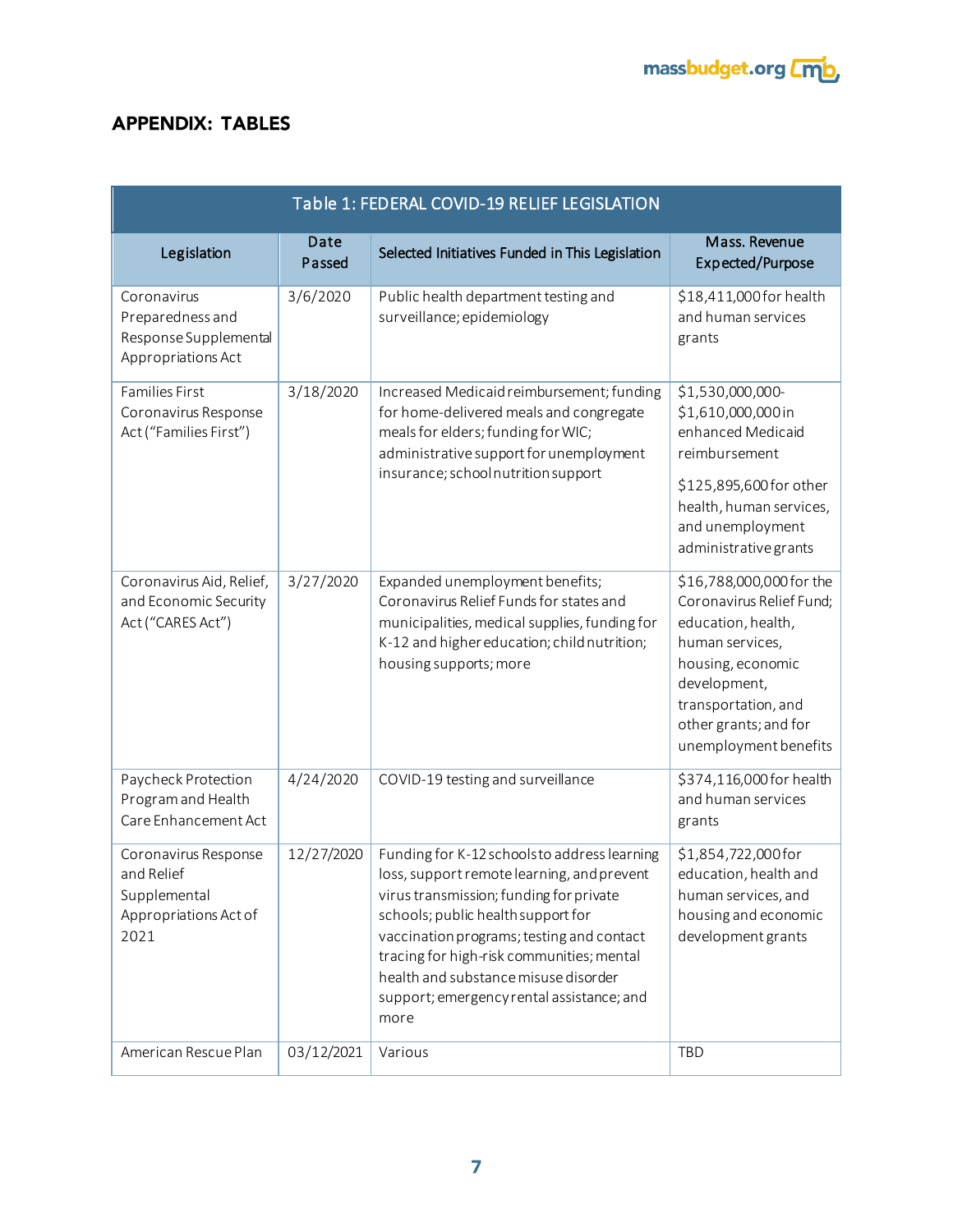## APPENDIX: TABLES

| Table 1: FEDERAL COVID-19 RELIEF LEGISLATION | | | |
|---|---|---|---|
| Legislation | Date Passed | Selected Initiatives Funded in This Legislation | Mass. Revenue Expected/Purpose |
| Coronavirus Preparedness and Response Supplemental Appropriations Act | 3/6/2020 | Public health department testing and surveillance; epidemiology | $18,411,000 for health and human services grants |
| Families First Coronavirus Response Act ("Families First") | 3/18/2020 | Increased Medicaid reimbursement; funding for home-delivered meals and congregate meals for elders; funding for WIC; administrative support for unemployment insurance; school nutrition support | $1,530,000,000-$1,610,000,000 in enhanced Medicaid reimbursement<br><br>$125,895,600 for other health, human services, and unemployment administrative grants |
| Coronavirus Aid, Relief, and Economic Security Act ("CARES Act") | 3/27/2020 | Expanded unemployment benefits; Coronavirus Relief Funds for states and municipalities, medical supplies, funding for K-12 and higher education; child nutrition; housing supports; more | $16,788,000,000 for the Coronavirus Relief Fund; education, health, human services, housing, economic development, transportation, and other grants; and for unemployment benefits |
| Paycheck Protection Program and Health Care Enhancement Act | 4/24/2020 | COVID-19 testing and surveillance | $374,116,000 for health and human services grants |
| Coronavirus Response and Relief Supplemental Appropriations Act of 2021 | 12/27/2020 | Funding for K-12 schools to address learning loss, support remote learning, and prevent virus transmission; funding for private schools; public health support for vaccination programs; testing and contact tracing for high-risk communities; mental health and substance misuse disorder support; emergency rental assistance; and more | $1,854,722,000 for education, health and human services, and housing and economic development grants |
| American Rescue Plan | 03/12/2021 | Various | TBD |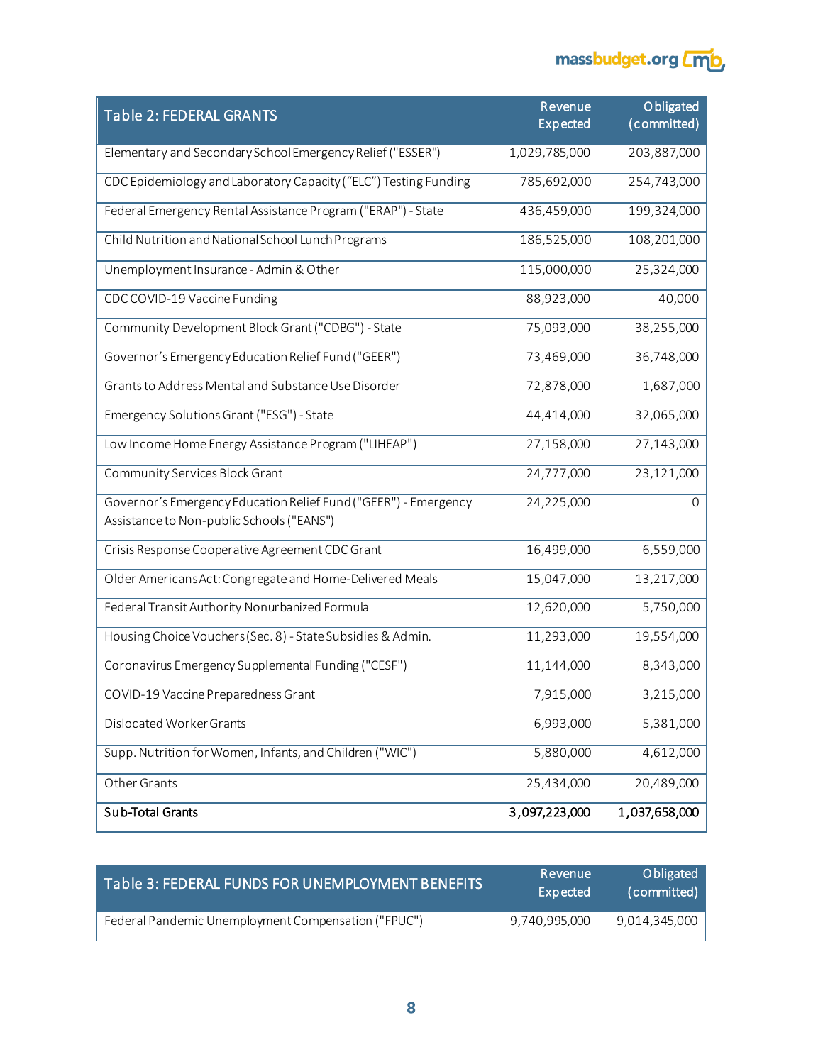| Table 2: FEDERAL GRANTS | Revenue Expected | Obligated (committed) |
|---|---|---|
| Elementary and Secondary School Emergency Relief ("ESSER") | 1,029,785,000 | 203,887,000 |
| CDC Epidemiology and Laboratory Capacity ("ELC") Testing Funding | 785,692,000 | 254,743,000 |
| Federal Emergency Rental Assistance Program ("ERAP") - State | 436,459,000 | 199,324,000 |
| Child Nutrition and National School Lunch Programs | 186,525,000 | 108,201,000 |
| Unemployment Insurance - Admin & Other | 115,000,000 | 25,324,000 |
| CDC COVID-19 Vaccine Funding | 88,923,000 | 40,000 |
| Community Development Block Grant ("CDBG") - State | 75,093,000 | 38,255,000 |
| Governor's Emergency Education Relief Fund ("GEER") | 73,469,000 | 36,748,000 |
| Grants to Address Mental and Substance Use Disorder | 72,878,000 | 1,687,000 |
| Emergency Solutions Grant ("ESG") - State | 44,414,000 | 32,065,000 |
| Low Income Home Energy Assistance Program ("LIHEAP") | 27,158,000 | 27,143,000 |
| Community Services Block Grant | 24,777,000 | 23,121,000 |
| Governor's Emergency Education Relief Fund ("GEER") - Emergency Assistance to Non-public Schools ("EANS") | 24,225,000 | 0 |
| Crisis Response Cooperative Agreement CDC Grant | 16,499,000 | 6,559,000 |
| Older Americans Act: Congregate and Home-Delivered Meals | 15,047,000 | 13,217,000 |
| Federal Transit Authority Nonurbanized Formula | 12,620,000 | 5,750,000 |
| Housing Choice Vouchers (Sec. 8) - State Subsidies & Admin. | 11,293,000 | 19,554,000 |
| Coronavirus Emergency Supplemental Funding ("CESF") | 11,144,000 | 8,343,000 |
| COVID-19 Vaccine Preparedness Grant | 7,915,000 | 3,215,000 |
| Dislocated Worker Grants | 6,993,000 | 5,381,000 |
| Supp. Nutrition for Women, Infants, and Children ("WIC") | 5,880,000 | 4,612,000 |
| Other Grants | 25,434,000 | 20,489,000 |
| **Sub-Total Grants** | **3,097,223,000** | **1,037,658,000** |

| Table 3: FEDERAL FUNDS FOR UNEMPLOYMENT BENEFITS | Revenue Expected | Obligated (committed) |
|---|---|---|
| Federal Pandemic Unemployment Compensation ("FPUC") | 9,740,995,000 | 9,014,345,000 |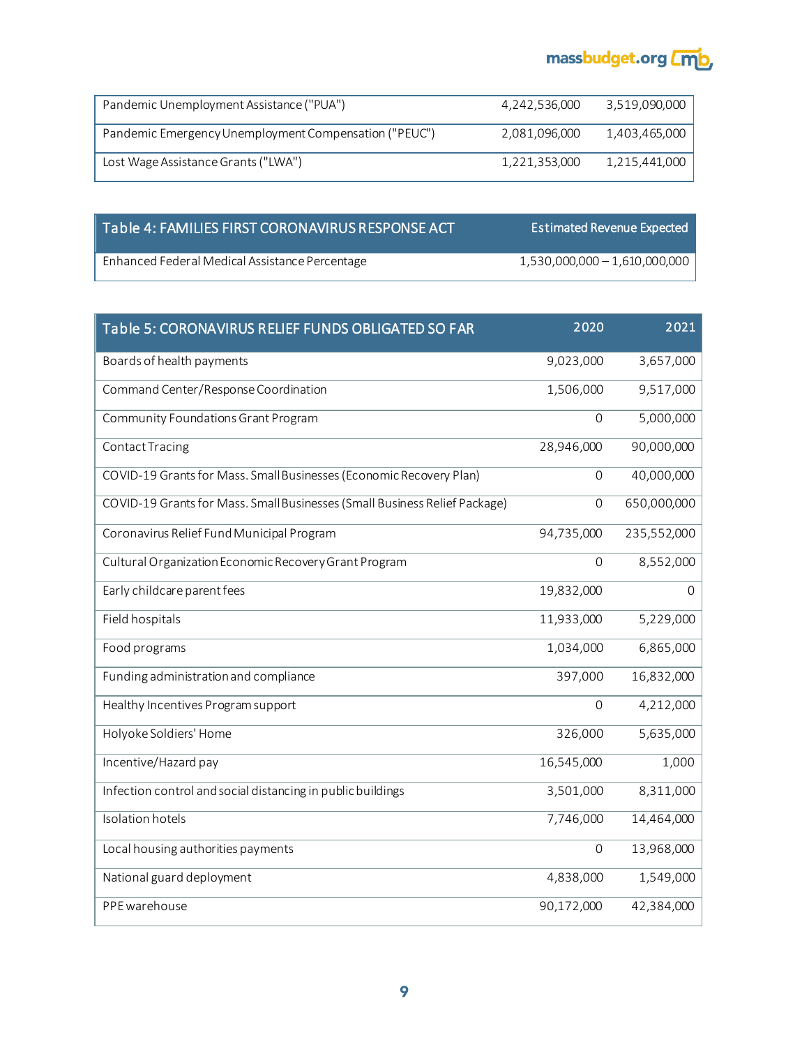| | | |
|---|---|---|
| Pandemic Unemployment Assistance ("PUA") | 4,242,536,000 | 3,519,090,000 |
| Pandemic Emergency Unemployment Compensation ("PEUC") | 2,081,096,000 | 1,403,465,000 |
| Lost Wage Assistance Grants ("LWA") | 1,221,353,000 | 1,215,441,000 |

| Table 4: FAMILIES FIRST CORONAVIRUS RESPONSE ACT | Estimated Revenue Expected |
|---|---|
| Enhanced Federal Medical Assistance Percentage | 1,530,000,000 – 1,610,000,000 |

| Table 5: CORONAVIRUS RELIEF FUNDS OBLIGATED SO FAR | 2020 | 2021 |
|---|---|---|
| Boards of health payments | 9,023,000 | 3,657,000 |
| Command Center/Response Coordination | 1,506,000 | 9,517,000 |
| Community Foundations Grant Program | 0 | 5,000,000 |
| Contact Tracing | 28,946,000 | 90,000,000 |
| COVID-19 Grants for Mass. Small Businesses (Economic Recovery Plan) | 0 | 40,000,000 |
| COVID-19 Grants for Mass. Small Businesses (Small Business Relief Package) | 0 | 650,000,000 |
| Coronavirus Relief Fund Municipal Program | 94,735,000 | 235,552,000 |
| Cultural Organization Economic Recovery Grant Program | 0 | 8,552,000 |
| Early childcare parent fees | 19,832,000 | 0 |
| Field hospitals | 11,933,000 | 5,229,000 |
| Food programs | 1,034,000 | 6,865,000 |
| Funding administration and compliance | 397,000 | 16,832,000 |
| Healthy Incentives Program support | 0 | 4,212,000 |
| Holyoke Soldiers' Home | 326,000 | 5,635,000 |
| Incentive/Hazard pay | 16,545,000 | 1,000 |
| Infection control and social distancing in public buildings | 3,501,000 | 8,311,000 |
| Isolation hotels | 7,746,000 | 14,464,000 |
| Local housing authorities payments | 0 | 13,968,000 |
| National guard deployment | 4,838,000 | 1,549,000 |
| PPE warehouse | 90,172,000 | 42,384,000 |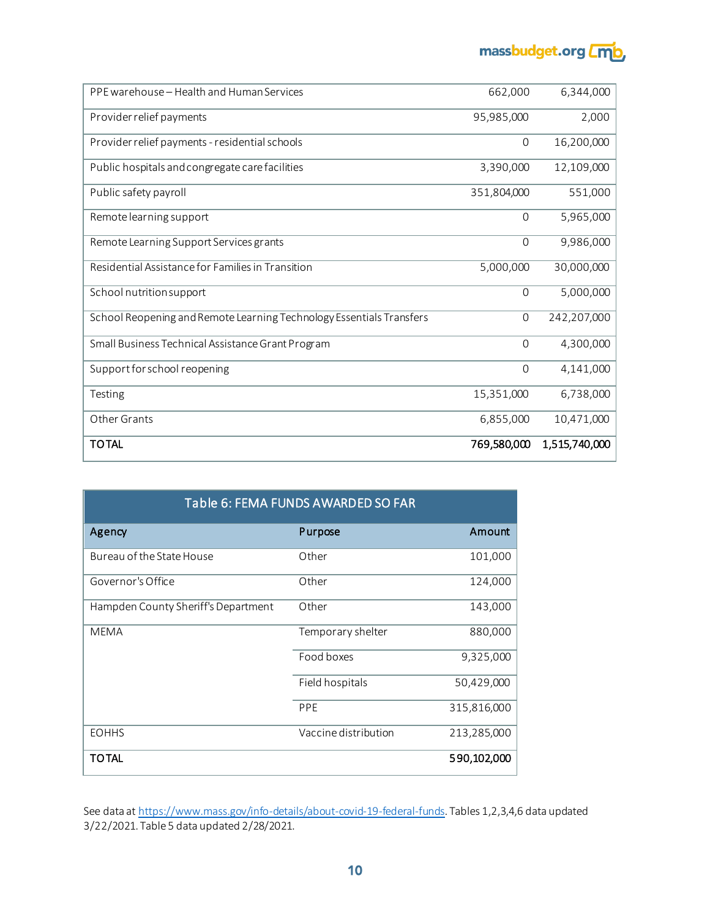| | | |
|---|---|---|
| PPE warehouse – Health and Human Services | 662,000 | 6,344,000 |
| Provider relief payments | 95,985,000 | 2,000 |
| Provider relief payments - residential schools | 0 | 16,200,000 |
| Public hospitals and congregate care facilities | 3,390,000 | 12,109,000 |
| Public safety payroll | 351,804,000 | 551,000 |
| Remote learning support | 0 | 5,965,000 |
| Remote Learning Support Services grants | 0 | 9,986,000 |
| Residential Assistance for Families in Transition | 5,000,000 | 30,000,000 |
| School nutrition support | 0 | 5,000,000 |
| School Reopening and Remote Learning Technology Essentials Transfers | 0 | 242,207,000 |
| Small Business Technical Assistance Grant Program | 0 | 4,300,000 |
| Support for school reopening | 0 | 4,141,000 |
| Testing | 15,351,000 | 6,738,000 |
| Other Grants | 6,855,000 | 10,471,000 |
| **TOTAL** | **769,580,000** | **1,515,740,000** |

**Table 6: FEMA FUNDS AWARDED SO FAR**

| Agency | Purpose | Amount |
|---|---|---|
| Bureau of the State House | Other | 101,000 |
| Governor's Office | Other | 124,000 |
| Hampden County Sheriff's Department | Other | 143,000 |
| MEMA | Temporary shelter | 880,000 |
| | Food boxes | 9,325,000 |
| | Field hospitals | 50,429,000 |
| | PPE | 315,816,000 |
| EOHHS | Vaccine distribution | 213,285,000 |
| **TOTAL** | | **590,102,000** |

See data at https://www.mass.gov/info-details/about-covid-19-federal-funds. Tables 1,2,3,4,6 data updated 3/22/2021. Table 5 data updated 2/28/2021.